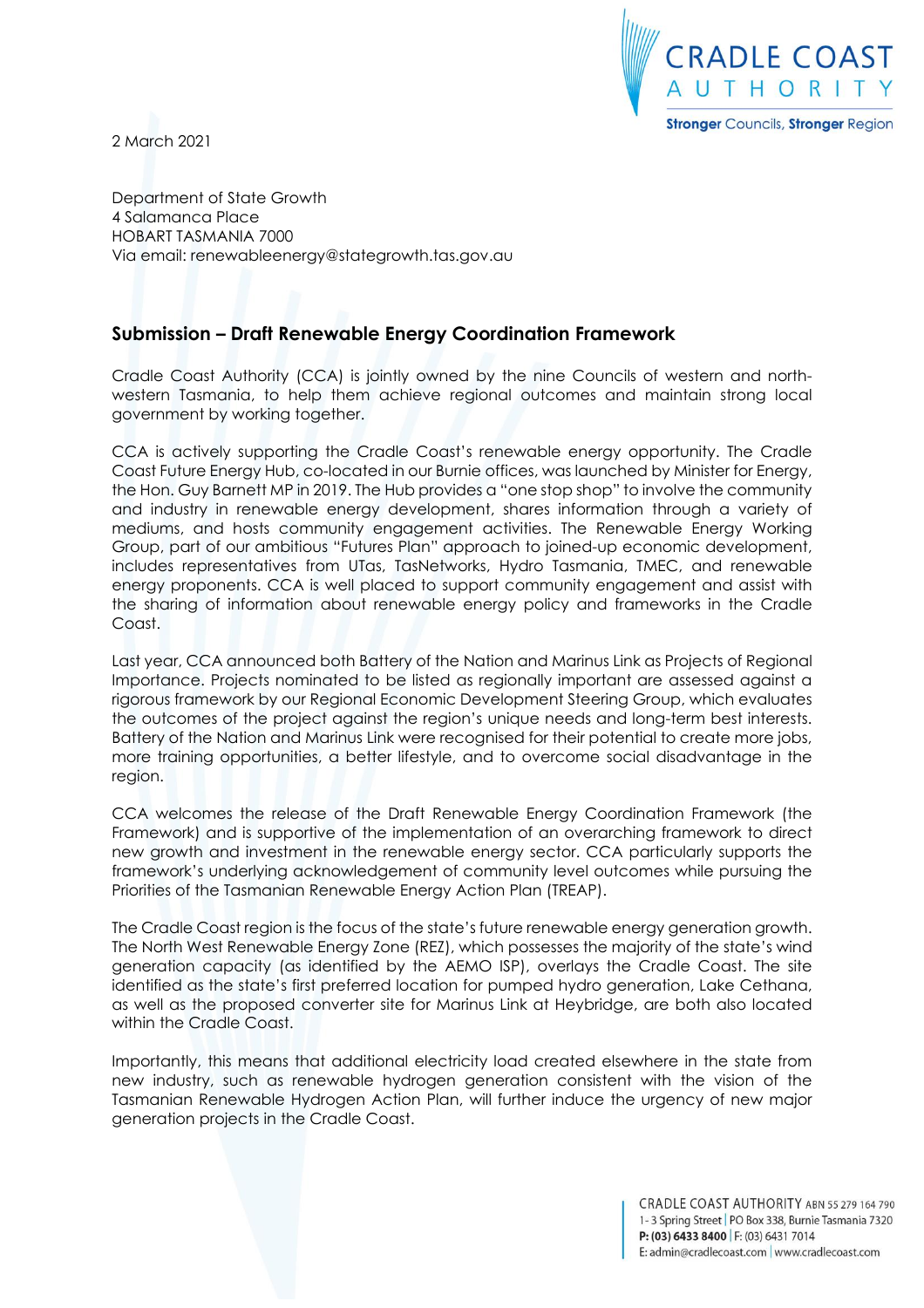2 March 2021

Department of State Growth
4 Salamanca Place
HOBART TASMANIA 7000
Via email: renewableenergy@stategrowth.tas.gov.au

## Submission – Draft Renewable Energy Coordination Framework

Cradle Coast Authority (CCA) is jointly owned by the nine Councils of western and north-western Tasmania, to help them achieve regional outcomes and maintain strong local government by working together.

CCA is actively supporting the Cradle Coast's renewable energy opportunity. The Cradle Coast Future Energy Hub, co-located in our Burnie offices, was launched by Minister for Energy, the Hon. Guy Barnett MP in 2019. The Hub provides a "one stop shop" to involve the community and industry in renewable energy development, shares information through a variety of mediums, and hosts community engagement activities. The Renewable Energy Working Group, part of our ambitious "Futures Plan" approach to joined-up economic development, includes representatives from UTas, TasNetworks, Hydro Tasmania, TMEC, and renewable energy proponents. CCA is well placed to support community engagement and assist with the sharing of information about renewable energy policy and frameworks in the Cradle Coast.

Last year, CCA announced both Battery of the Nation and Marinus Link as Projects of Regional Importance. Projects nominated to be listed as regionally important are assessed against a rigorous framework by our Regional Economic Development Steering Group, which evaluates the outcomes of the project against the region's unique needs and long-term best interests. Battery of the Nation and Marinus Link were recognised for their potential to create more jobs, more training opportunities, a better lifestyle, and to overcome social disadvantage in the region.

CCA welcomes the release of the Draft Renewable Energy Coordination Framework (the Framework) and is supportive of the implementation of an overarching framework to direct new growth and investment in the renewable energy sector. CCA particularly supports the framework's underlying acknowledgement of community level outcomes while pursuing the Priorities of the Tasmanian Renewable Energy Action Plan (TREAP).

The Cradle Coast region is the focus of the state's future renewable energy generation growth. The North West Renewable Energy Zone (REZ), which possesses the majority of the state's wind generation capacity (as identified by the AEMO ISP), overlays the Cradle Coast. The site identified as the state's first preferred location for pumped hydro generation, Lake Cethana, as well as the proposed converter site for Marinus Link at Heybridge, are both also located within the Cradle Coast.

Importantly, this means that additional electricity load created elsewhere in the state from new industry, such as renewable hydrogen generation consistent with the vision of the Tasmanian Renewable Hydrogen Action Plan, will further induce the urgency of new major generation projects in the Cradle Coast.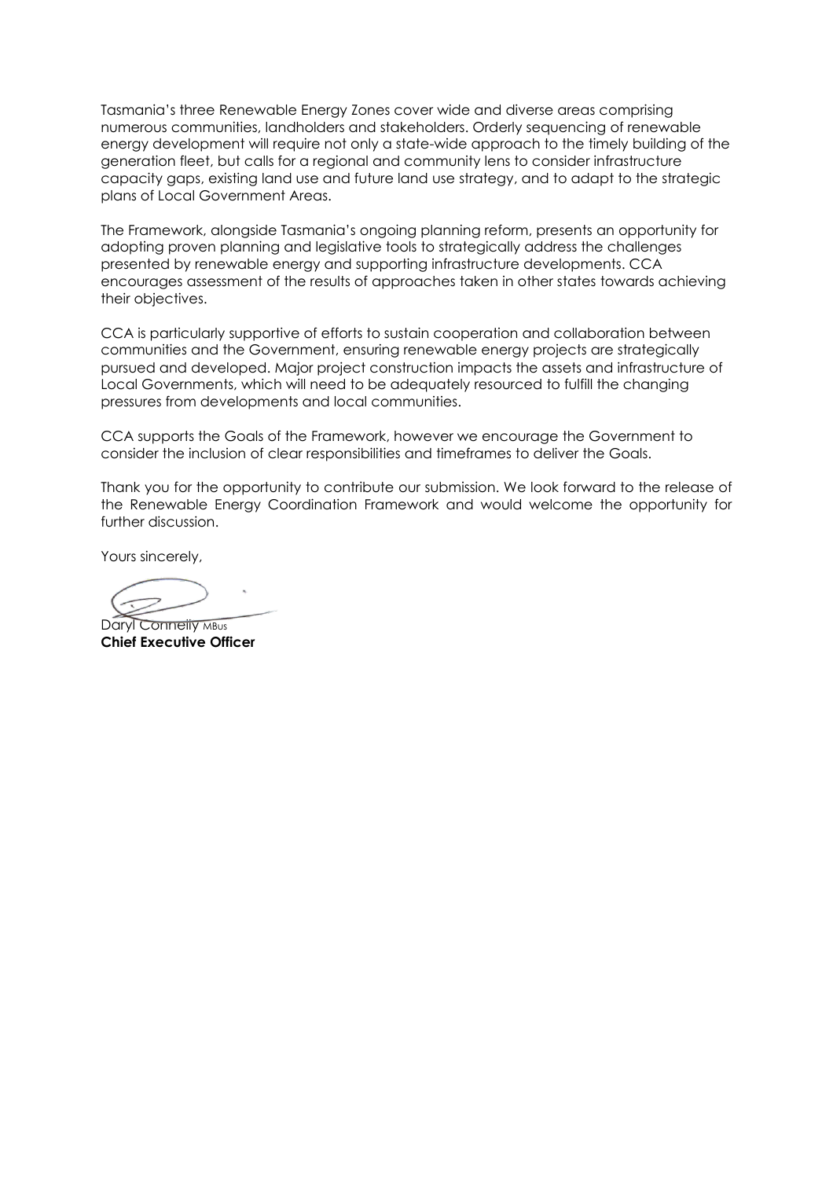Tasmania's three Renewable Energy Zones cover wide and diverse areas comprising numerous communities, landholders and stakeholders. Orderly sequencing of renewable energy development will require not only a state-wide approach to the timely building of the generation fleet, but calls for a regional and community lens to consider infrastructure capacity gaps, existing land use and future land use strategy, and to adapt to the strategic plans of Local Government Areas.

The Framework, alongside Tasmania's ongoing planning reform, presents an opportunity for adopting proven planning and legislative tools to strategically address the challenges presented by renewable energy and supporting infrastructure developments. CCA encourages assessment of the results of approaches taken in other states towards achieving their objectives.

CCA is particularly supportive of efforts to sustain cooperation and collaboration between communities and the Government, ensuring renewable energy projects are strategically pursued and developed. Major project construction impacts the assets and infrastructure of Local Governments, which will need to be adequately resourced to fulfill the changing pressures from developments and local communities.

CCA supports the Goals of the Framework, however we encourage the Government to consider the inclusion of clear responsibilities and timeframes to deliver the Goals.

Thank you for the opportunity to contribute our submission. We look forward to the release of the Renewable Energy Coordination Framework and would welcome the opportunity for further discussion.

Yours sincerely,

Daryl Connelly MBus
**Chief Executive Officer**